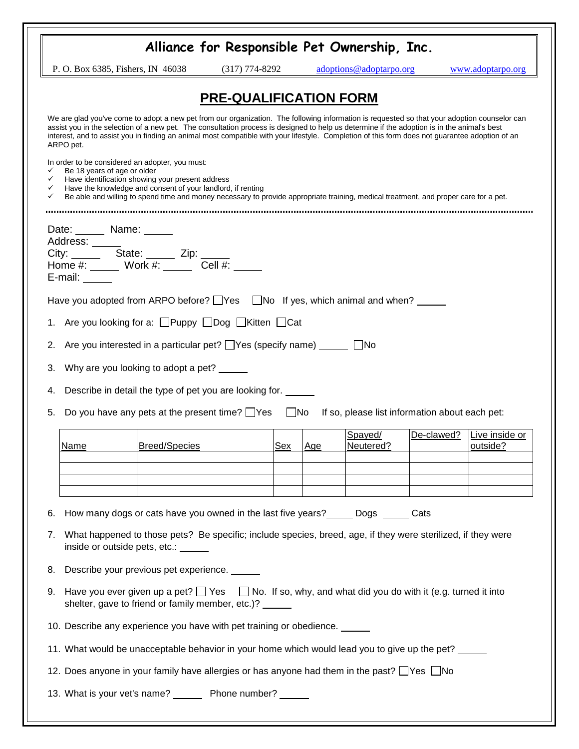# Alliance for Responsible Pet Ownership, Inc.

P. O. Box 6385, Fishers, IN 46038 (317) 774-8292 adoptions@adoptarpo.org www.adoptarpo.org

## PRE-QUALIFICATION FORM

We are glad you've come to adopt a new pet from our organization. The following information is requested so that your adoption counselor can assist you in the selection of a new pet. The consultation process is designed to help us determine if the adoption is in the animal's best interest, and to assist you in finding an animal most compatible with your lifestyle. Completion of this form does not guarantee adoption of an ARPO pet.

In order to be considered an adopter, you must:

- ✓ Be 18 years of age or older
- ✓ Have identification showing your present address
- ✓ Have the knowledge and consent of your landlord, if renting
- ✓ Be able and willing to spend time and money necessary to provide appropriate training, medical treatment, and proper care for a pet.

---

Date: ______ Name: ______
Address: ______
City: ______ State: ______ Zip: ______
Home #: ______ Work #: ______ Cell #: ______
E-mail: ______

Have you adopted from ARPO before? ☐Yes ☐No If yes, which animal and when? ______

1. Are you looking for a: ☐Puppy ☐Dog ☐Kitten ☐Cat
2. Are you interested in a particular pet? ☐Yes (specify name) ______ ☐No
3. Why are you looking to adopt a pet? ______
4. Describe in detail the type of pet you are looking for. ______
5. Do you have any pets at the present time? ☐Yes ☐No If so, please list information about each pet:

| Name | Breed/Species | Sex | Age | Spayed/ Neutered? | De-clawed? | Live inside or outside? |
|---|---|---|---|---|---|---|
| | | | | | | |
| | | | | | | |
| | | | | | | |
| | | | | | | |

6. How many dogs or cats have you owned in the last five years? ______ Dogs ______ Cats
7. What happened to those pets? Be specific; include species, breed, age, if they were sterilized, if they were inside or outside pets, etc.: ______
8. Describe your previous pet experience. ______
9. Have you ever given up a pet? ☐ Yes ☐ No. If so, why, and what did you do with it (e.g. turned it into shelter, gave to friend or family member, etc.)? ______
10. Describe any experience you have with pet training or obedience. ______
11. What would be unacceptable behavior in your home which would lead you to give up the pet? ______
12. Does anyone in your family have allergies or has anyone had them in the past? ☐Yes ☐No
13. What is your vet's name? ______ Phone number? ______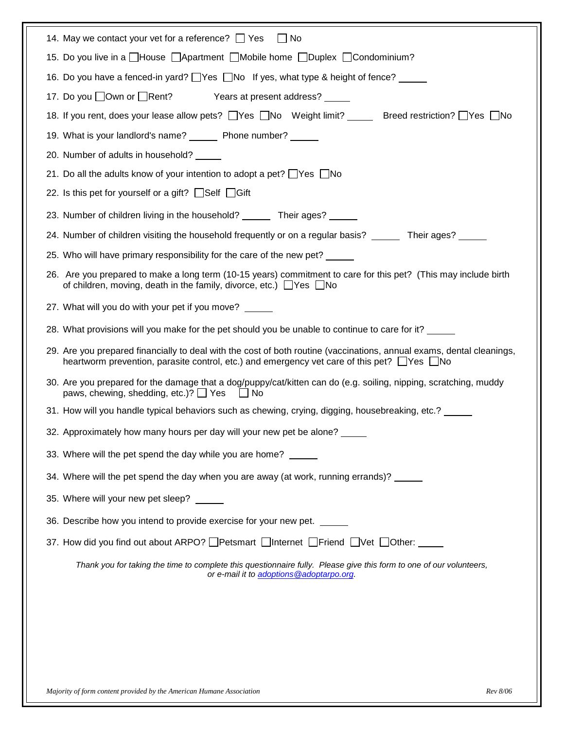14. May we contact your vet for a reference? ☐ Yes ☐ No

15. Do you live in a ☐House ☐Apartment ☐Mobile home ☐Duplex ☐Condominium?

16. Do you have a fenced-in yard? ☐Yes ☐No If yes, what type & height of fence? ______

17. Do you ☐Own or ☐Rent? Years at present address? ______

18. If you rent, does your lease allow pets? ☐Yes ☐No Weight limit? ______ Breed restriction? ☐Yes ☐No

19. What is your landlord's name? ______ Phone number? ______

20. Number of adults in household? ______

21. Do all the adults know of your intention to adopt a pet? ☐Yes ☐No

22. Is this pet for yourself or a gift? ☐Self ☐Gift

23. Number of children living in the household? ______ Their ages? ______

24. Number of children visiting the household frequently or on a regular basis? ______ Their ages? ______

25. Who will have primary responsibility for the care of the new pet? ______

26. Are you prepared to make a long term (10-15 years) commitment to care for this pet? (This may include birth of children, moving, death in the family, divorce, etc.) ☐Yes ☐No

27. What will you do with your pet if you move? ______

28. What provisions will you make for the pet should you be unable to continue to care for it? ______

29. Are you prepared financially to deal with the cost of both routine (vaccinations, annual exams, dental cleanings, heartworm prevention, parasite control, etc.) and emergency vet care of this pet? ☐Yes ☐No

30. Are you prepared for the damage that a dog/puppy/cat/kitten can do (e.g. soiling, nipping, scratching, muddy paws, chewing, shedding, etc.)? ☐ Yes ☐ No

31. How will you handle typical behaviors such as chewing, crying, digging, housebreaking, etc.? ______

32. Approximately how many hours per day will your new pet be alone? ______

33. Where will the pet spend the day while you are home? ______

34. Where will the pet spend the day when you are away (at work, running errands)? ______

35. Where will your new pet sleep? ______

36. Describe how you intend to provide exercise for your new pet. ______

37. How did you find out about ARPO? ☐Petsmart ☐Internet ☐Friend ☐Vet ☐Other: ______

*Thank you for taking the time to complete this questionnaire fully. Please give this form to one of our volunteers, or e-mail it to [adoptions@adoptarpo.org](mailto:adoptions@adoptarpo.org).*

*Majority of form content provided by the American Humane Association* *Rev 8/06*